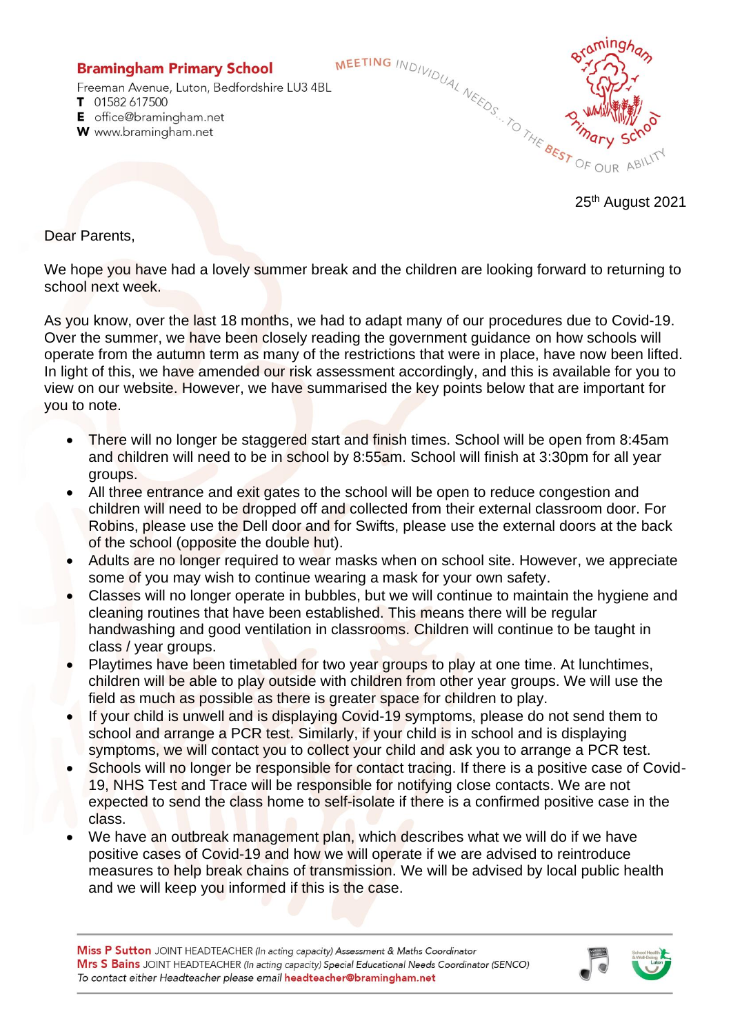**Bramingham Primary School**
Freeman Avenue, Luton, Bedfordshire LU3 4BL
**T** 01582 617500
**E** office@bramingham.net
**W** www.bramingham.net

MEETING INDIVIDUAL NEEDS... TO THE BEST OF OUR ABILITY

25th August 2021

Dear Parents,

We hope you have had a lovely summer break and the children are looking forward to returning to school next week.

As you know, over the last 18 months, we had to adapt many of our procedures due to Covid-19. Over the summer, we have been closely reading the government guidance on how schools will operate from the autumn term as many of the restrictions that were in place, have now been lifted. In light of this, we have amended our risk assessment accordingly, and this is available for you to view on our website. However, we have summarised the key points below that are important for you to note.

- There will no longer be staggered start and finish times. School will be open from 8:45am and children will need to be in school by 8:55am. School will finish at 3:30pm for all year groups.
- All three entrance and exit gates to the school will be open to reduce congestion and children will need to be dropped off and collected from their external classroom door. For Robins, please use the Dell door and for Swifts, please use the external doors at the back of the school (opposite the double hut).
- Adults are no longer required to wear masks when on school site. However, we appreciate some of you may wish to continue wearing a mask for your own safety.
- Classes will no longer operate in bubbles, but we will continue to maintain the hygiene and cleaning routines that have been established. This means there will be regular handwashing and good ventilation in classrooms. Children will continue to be taught in class / year groups.
- Playtimes have been timetabled for two year groups to play at one time. At lunchtimes, children will be able to play outside with children from other year groups. We will use the field as much as possible as there is greater space for children to play.
- If your child is unwell and is displaying Covid-19 symptoms, please do not send them to school and arrange a PCR test. Similarly, if your child is in school and is displaying symptoms, we will contact you to collect your child and ask you to arrange a PCR test.
- Schools will no longer be responsible for contact tracing. If there is a positive case of Covid-19, NHS Test and Trace will be responsible for notifying close contacts. We are not expected to send the class home to self-isolate if there is a confirmed positive case in the class.
- We have an outbreak management plan, which describes what we will do if we have positive cases of Covid-19 and how we will operate if we are advised to reintroduce measures to help break chains of transmission. We will be advised by local public health and we will keep you informed if this is the case.

**Miss P Sutton** JOINT HEADTEACHER *(In acting capacity) Assessment & Maths Coordinator*
**Mrs S Bains** JOINT HEADTEACHER *(In acting capacity) Special Educational Needs Coordinator (SENCO)*
*To contact either Headteacher please email* **headteacher@bramingham.net**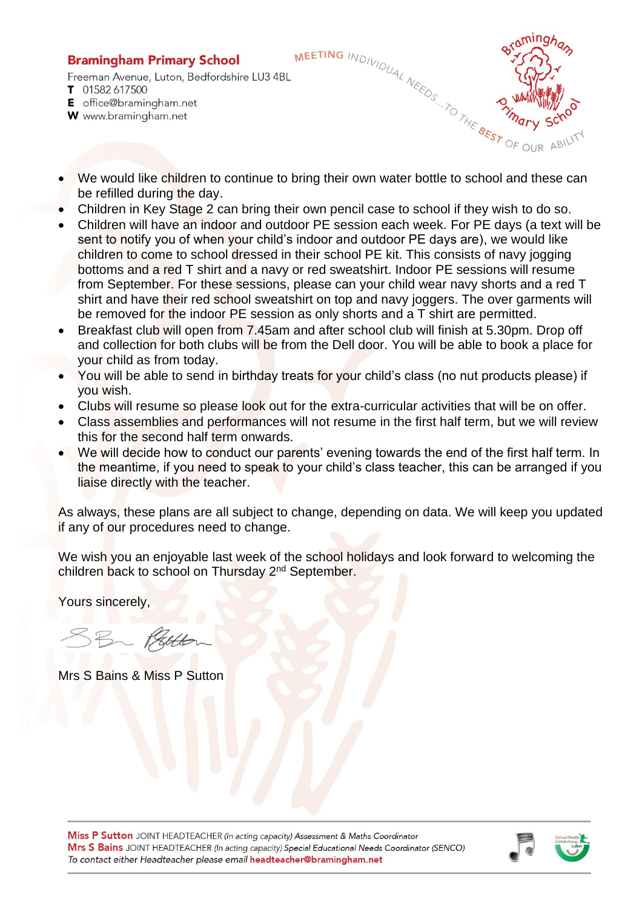- We would like children to continue to bring their own water bottle to school and these can be refilled during the day.
- Children in Key Stage 2 can bring their own pencil case to school if they wish to do so.
- Children will have an indoor and outdoor PE session each week. For PE days (a text will be sent to notify you of when your child's indoor and outdoor PE days are), we would like children to come to school dressed in their school PE kit. This consists of navy jogging bottoms and a red T shirt and a navy or red sweatshirt. Indoor PE sessions will resume from September. For these sessions, please can your child wear navy shorts and a red T shirt and have their red school sweatshirt on top and navy joggers. The over garments will be removed for the indoor PE session as only shorts and a T shirt are permitted.
- Breakfast club will open from 7.45am and after school club will finish at 5.30pm. Drop off and collection for both clubs will be from the Dell door. You will be able to book a place for your child as from today.
- You will be able to send in birthday treats for your child's class (no nut products please) if you wish.
- Clubs will resume so please look out for the extra-curricular activities that will be on offer.
- Class assemblies and performances will not resume in the first half term, but we will review this for the second half term onwards.
- We will decide how to conduct our parents' evening towards the end of the first half term. In the meantime, if you need to speak to your child's class teacher, this can be arranged if you liaise directly with the teacher.

As always, these plans are all subject to change, depending on data. We will keep you updated if any of our procedures need to change.

We wish you an enjoyable last week of the school holidays and look forward to welcoming the children back to school on Thursday 2nd September.

Yours sincerely,

Mrs S Bains & Miss P Sutton

**Miss P Sutton** JOINT HEADTEACHER *(In acting capacity)* *Assessment & Maths Coordinator*
**Mrs S Bains** JOINT HEADTEACHER *(In acting capacity)* *Special Educational Needs Coordinator (SENCO)*
*To contact either Headteacher please email* **headteacher@bramingham.net**